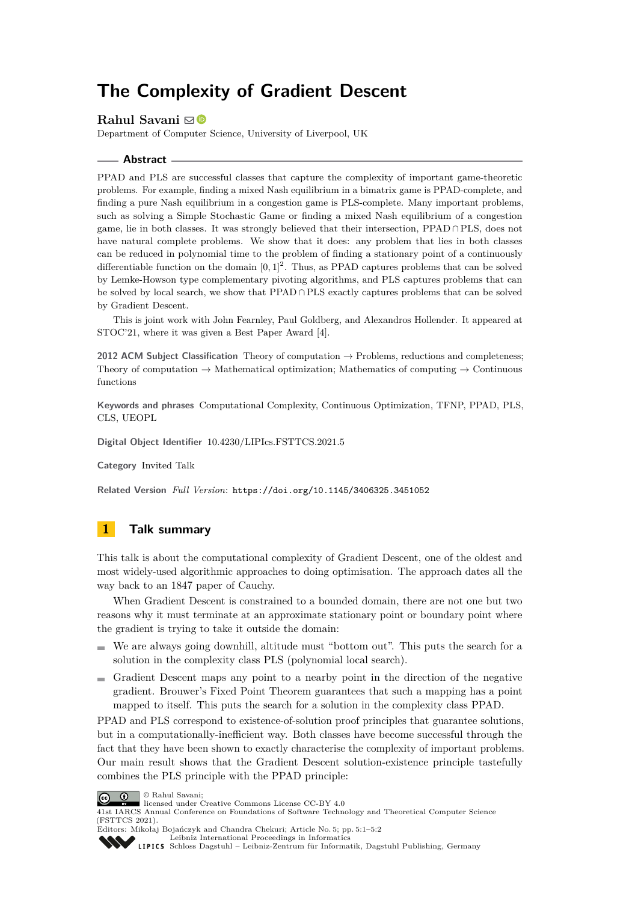# The Complexity of Gradient Descent

**Rahul Savani**
Department of Computer Science, University of Liverpool, UK

## Abstract

PPAD and PLS are successful classes that capture the complexity of important game-theoretic problems. For example, finding a mixed Nash equilibrium in a bimatrix game is PPAD-complete, and finding a pure Nash equilibrium in a congestion game is PLS-complete. Many important problems, such as solving a Simple Stochastic Game or finding a mixed Nash equilibrium of a congestion game, lie in both classes. It was strongly believed that their intersection, PPAD $\cap$ PLS, does not have natural complete problems. We show that it does: any problem that lies in both classes can be reduced in polynomial time to the problem of finding a stationary point of a continuously differentiable function on the domain $[0, 1]^2$. Thus, as PPAD captures problems that can be solved by Lemke-Howson type complementary pivoting algorithms, and PLS captures problems that can be solved by local search, we show that PPAD $\cap$ PLS exactly captures problems that can be solved by Gradient Descent.

This is joint work with John Fearnley, Paul Goldberg, and Alexandros Hollender. It appeared at STOC'21, where it was given a Best Paper Award [4].

**2012 ACM Subject Classification** Theory of computation → Problems, reductions and completeness; Theory of computation → Mathematical optimization; Mathematics of computing → Continuous functions

**Keywords and phrases** Computational Complexity, Continuous Optimization, TFNP, PPAD, PLS, CLS, UEOPL

**Digital Object Identifier** 10.4230/LIPIcs.FSTTCS.2021.5

**Category** Invited Talk

**Related Version** *Full Version*: https://doi.org/10.1145/3406325.3451052

## 1 Talk summary

This talk is about the computational complexity of Gradient Descent, one of the oldest and most widely-used algorithmic approaches to doing optimisation. The approach dates all the way back to an 1847 paper of Cauchy.

When Gradient Descent is constrained to a bounded domain, there are not one but two reasons why it must terminate at an approximate stationary point or boundary point where the gradient is trying to take it outside the domain:

- We are always going downhill, altitude must "bottom out". This puts the search for a solution in the complexity class PLS (polynomial local search).
- Gradient Descent maps any point to a nearby point in the direction of the negative gradient. Brouwer's Fixed Point Theorem guarantees that such a mapping has a point mapped to itself. This puts the search for a solution in the complexity class PPAD.

PPAD and PLS correspond to existence-of-solution proof principles that guarantee solutions, but in a computationally-inefficient way. Both classes have become successful through the fact that they have been shown to exactly characterise the complexity of important problems. Our main result shows that the Gradient Descent solution-existence principle tastefully combines the PLS principle with the PPAD principle:

© Rahul Savani;
licensed under Creative Commons License CC-BY 4.0
41st IARCS Annual Conference on Foundations of Software Technology and Theoretical Computer Science (FSTTCS 2021).
Editors: Mikołaj Bojańczyk and Chandra Chekuri; Article No. 5; pp. 5:1–5:2
Leibniz International Proceedings in Informatics
Schloss Dagstuhl – Leibniz-Zentrum für Informatik, Dagstuhl Publishing, Germany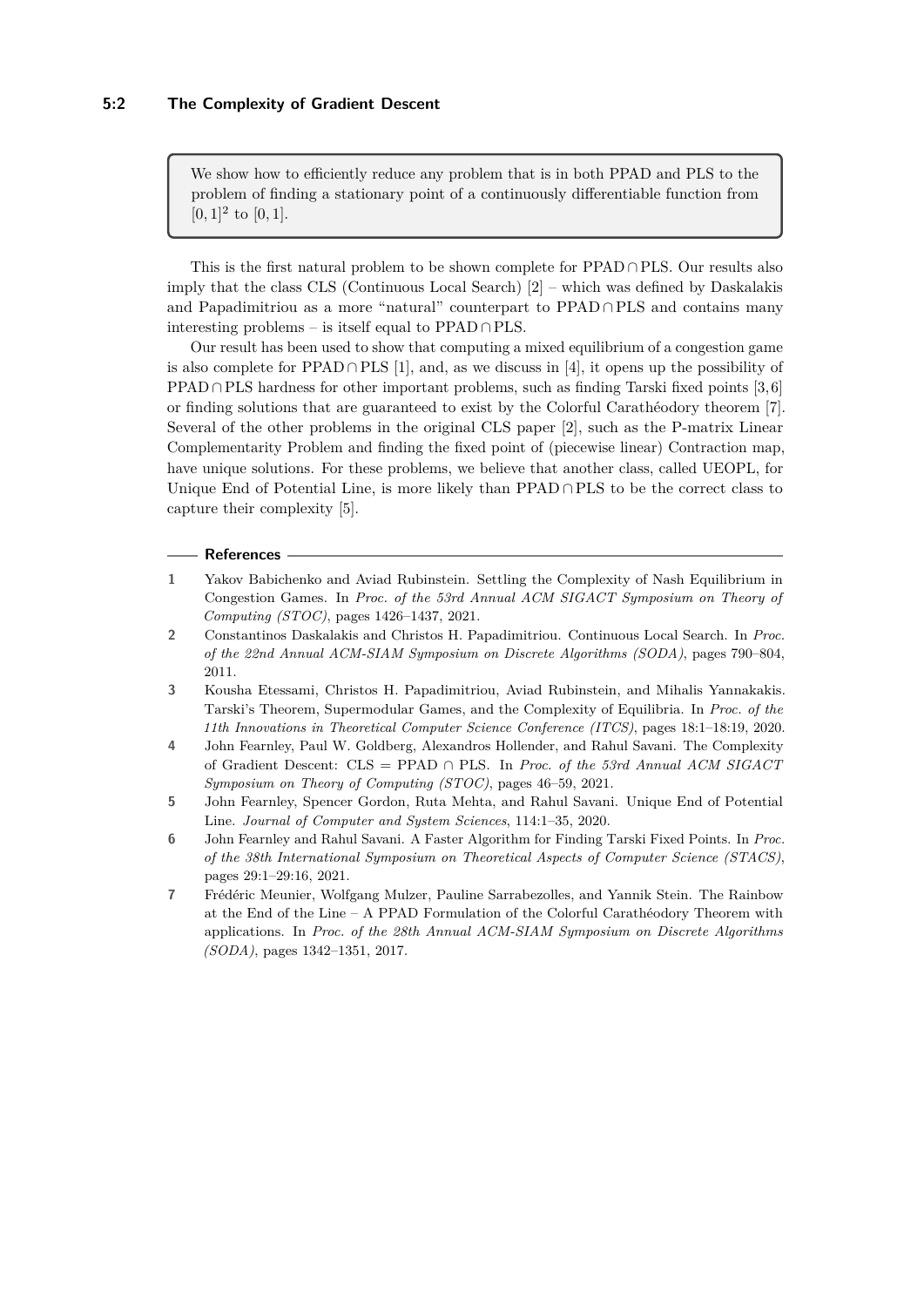> We show how to efficiently reduce any problem that is in both PPAD and PLS to the problem of finding a stationary point of a continuously differentiable function from $[0,1]^2$ to $[0,1]$.

This is the first natural problem to be shown complete for PPAD ∩ PLS. Our results also imply that the class CLS (Continuous Local Search) [2] – which was defined by Daskalakis and Papadimitriou as a more "natural" counterpart to PPAD ∩ PLS and contains many interesting problems – is itself equal to PPAD ∩ PLS.

Our result has been used to show that computing a mixed equilibrium of a congestion game is also complete for PPAD ∩ PLS [1], and, as we discuss in [4], it opens up the possibility of PPAD ∩ PLS hardness for other important problems, such as finding Tarski fixed points [3,6] or finding solutions that are guaranteed to exist by the Colorful Carathéodory theorem [7]. Several of the other problems in the original CLS paper [2], such as the P-matrix Linear Complementarity Problem and finding the fixed point of (piecewise linear) Contraction map, have unique solutions. For these problems, we believe that another class, called UEOPL, for Unique End of Potential Line, is more likely than PPAD ∩ PLS to be the correct class to capture their complexity [5].

## References

1. Yakov Babichenko and Aviad Rubinstein. Settling the Complexity of Nash Equilibrium in Congestion Games. In *Proc. of the 53rd Annual ACM SIGACT Symposium on Theory of Computing (STOC)*, pages 1426–1437, 2021.
2. Constantinos Daskalakis and Christos H. Papadimitriou. Continuous Local Search. In *Proc. of the 22nd Annual ACM-SIAM Symposium on Discrete Algorithms (SODA)*, pages 790–804, 2011.
3. Kousha Etessami, Christos H. Papadimitriou, Aviad Rubinstein, and Mihalis Yannakakis. Tarski's Theorem, Supermodular Games, and the Complexity of Equilibria. In *Proc. of the 11th Innovations in Theoretical Computer Science Conference (ITCS)*, pages 18:1–18:19, 2020.
4. John Fearnley, Paul W. Goldberg, Alexandros Hollender, and Rahul Savani. The Complexity of Gradient Descent: CLS = PPAD ∩ PLS. In *Proc. of the 53rd Annual ACM SIGACT Symposium on Theory of Computing (STOC)*, pages 46–59, 2021.
5. John Fearnley, Spencer Gordon, Ruta Mehta, and Rahul Savani. Unique End of Potential Line. *Journal of Computer and System Sciences*, 114:1–35, 2020.
6. John Fearnley and Rahul Savani. A Faster Algorithm for Finding Tarski Fixed Points. In *Proc. of the 38th International Symposium on Theoretical Aspects of Computer Science (STACS)*, pages 29:1–29:16, 2021.
7. Frédéric Meunier, Wolfgang Mulzer, Pauline Sarrabezolles, and Yannik Stein. The Rainbow at the End of the Line – A PPAD Formulation of the Colorful Carathéodory Theorem with applications. In *Proc. of the 28th Annual ACM-SIAM Symposium on Discrete Algorithms (SODA)*, pages 1342–1351, 2017.